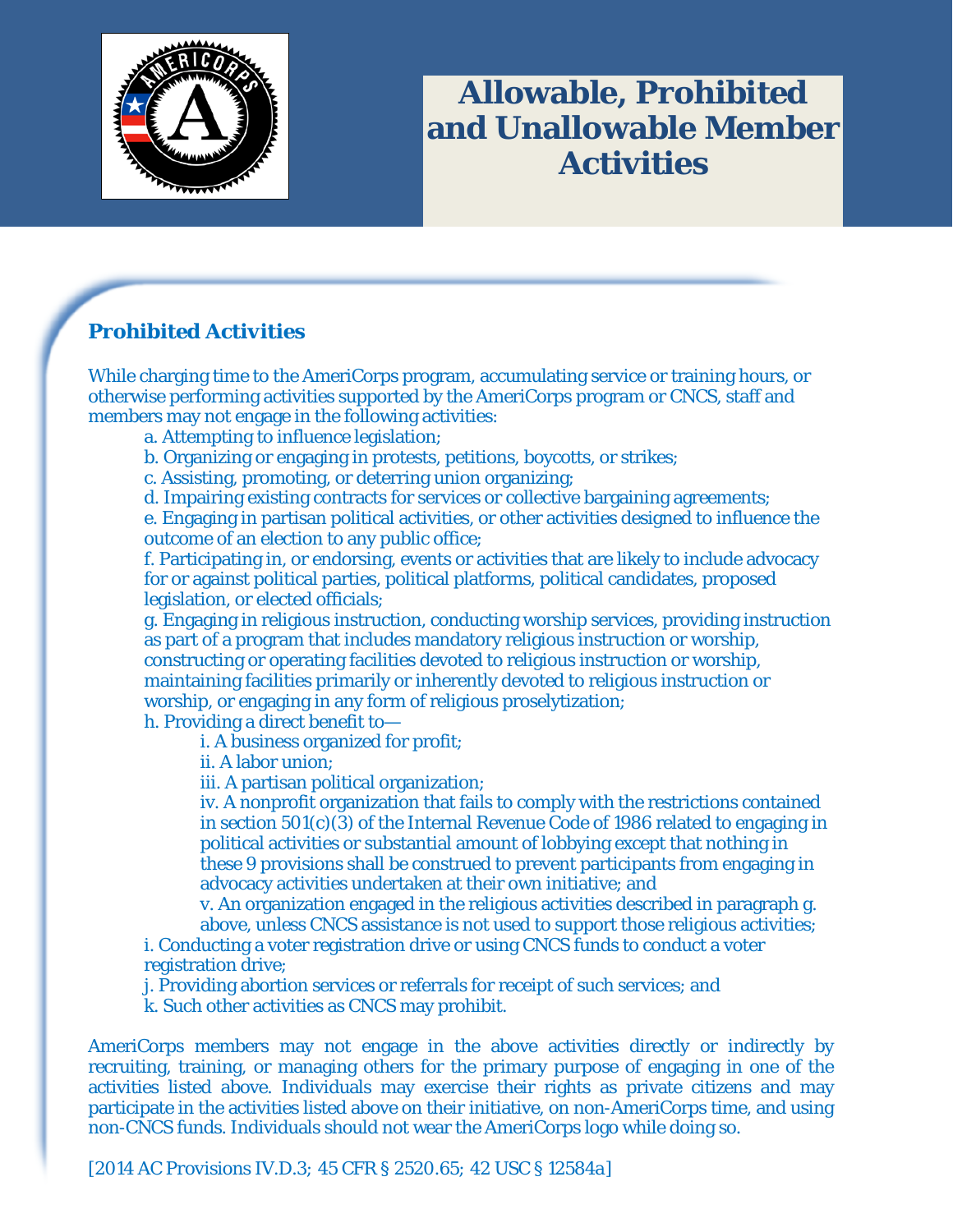# Allowable, Prohibited and Unallowable Member Activities

## Prohibited Activities

While charging time to the AmeriCorps program, accumulating service or training hours, or otherwise performing activities supported by the AmeriCorps program or CNCS, staff and members may not engage in the following activities:

a. Attempting to influence legislation;

b. Organizing or engaging in protests, petitions, boycotts, or strikes;

c. Assisting, promoting, or deterring union organizing;

d. Impairing existing contracts for services or collective bargaining agreements;

e. Engaging in partisan political activities, or other activities designed to influence the outcome of an election to any public office;

f. Participating in, or endorsing, events or activities that are likely to include advocacy for or against political parties, political platforms, political candidates, proposed legislation, or elected officials;

g. Engaging in religious instruction, conducting worship services, providing instruction as part of a program that includes mandatory religious instruction or worship, constructing or operating facilities devoted to religious instruction or worship, maintaining facilities primarily or inherently devoted to religious instruction or worship, or engaging in any form of religious proselytization;

h. Providing a direct benefit to—

- i. A business organized for profit;
- ii. A labor union;
- iii. A partisan political organization;
- iv. A nonprofit organization that fails to comply with the restrictions contained in section 501(c)(3) of the Internal Revenue Code of 1986 related to engaging in political activities or substantial amount of lobbying except that nothing in these 9 provisions shall be construed to prevent participants from engaging in advocacy activities undertaken at their own initiative; and
- v. An organization engaged in the religious activities described in paragraph g. above, unless CNCS assistance is not used to support those religious activities;

i. Conducting a voter registration drive or using CNCS funds to conduct a voter registration drive;

j. Providing abortion services or referrals for receipt of such services; and

k. Such other activities as CNCS may prohibit.

AmeriCorps members may not engage in the above activities directly or indirectly by recruiting, training, or managing others for the primary purpose of engaging in one of the activities listed above. Individuals may exercise their rights as private citizens and may participate in the activities listed above on their initiative, on non-AmeriCorps time, and using non-CNCS funds. Individuals should not wear the AmeriCorps logo while doing so.

[2014 AC Provisions IV.D.3; 45 CFR § 2520.65; 42 USC § 12584a]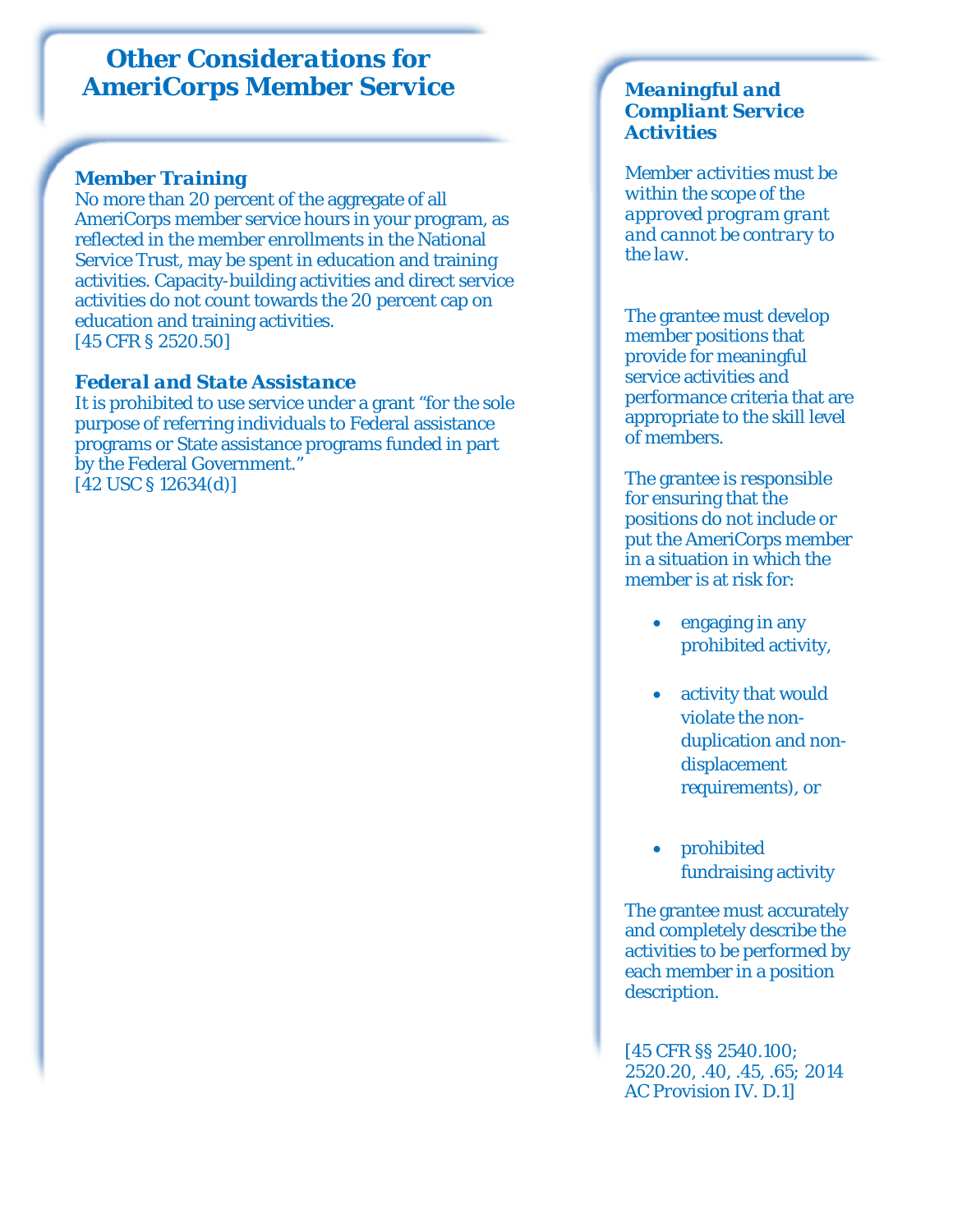# Other Considerations for AmeriCorps Member Service

### *Member Training*

No more than 20 percent of the aggregate of all AmeriCorps member service hours in your program, as reflected in the member enrollments in the National Service Trust, may be spent in education and training activities. Capacity-building activities and direct service activities do not count towards the 20 percent cap on education and training activities.
[45 CFR § 2520.50]

### *Federal and State Assistance*

It is prohibited to use service under a grant "for the sole purpose of referring individuals to Federal assistance programs or State assistance programs funded in part by the Federal Government."
[42 USC § 12634(d)]

### *Meaningful and Compliant Service Activities*

*Member activities must be within the scope of the approved program grant and cannot be contrary to the law.*

The grantee must develop member positions that provide for meaningful service activities and performance criteria that are appropriate to the skill level of members.

The grantee is responsible for ensuring that the positions do not include or put the AmeriCorps member in a situation in which the member is at risk for:

- engaging in any prohibited activity,
- activity that would violate the non-duplication and non-displacement requirements), or
- prohibited fundraising activity

The grantee must accurately and completely describe the activities to be performed by each member in a position description.

[45 CFR §§ 2540.100; 2520.20, .40, .45, .65; 2014 AC Provision IV. D.1]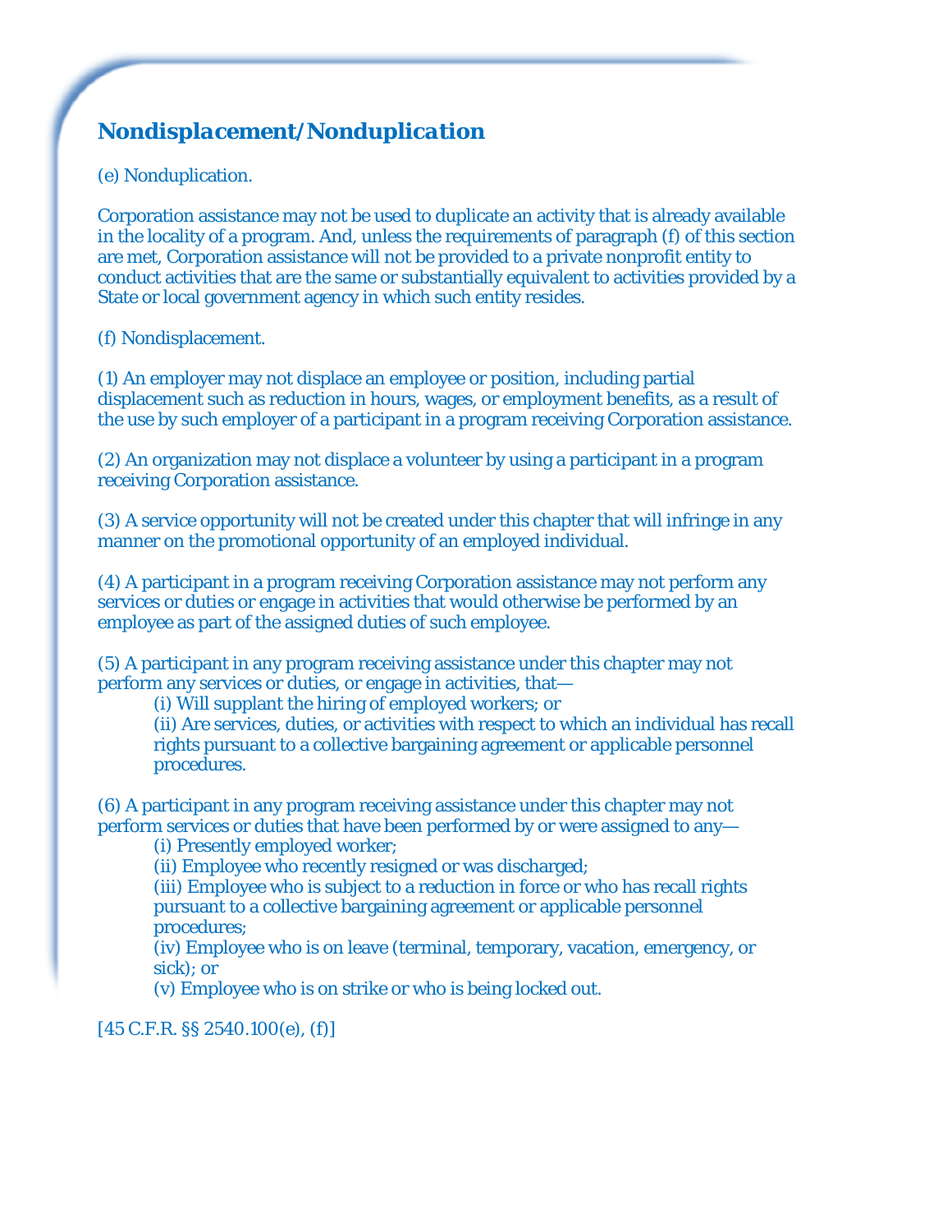## Nondisplacement/Nonduplication

(e) Nonduplication.

Corporation assistance may not be used to duplicate an activity that is already available in the locality of a program. And, unless the requirements of paragraph (f) of this section are met, Corporation assistance will not be provided to a private nonprofit entity to conduct activities that are the same or substantially equivalent to activities provided by a State or local government agency in which such entity resides.

(f) Nondisplacement.

(1) An employer may not displace an employee or position, including partial displacement such as reduction in hours, wages, or employment benefits, as a result of the use by such employer of a participant in a program receiving Corporation assistance.

(2) An organization may not displace a volunteer by using a participant in a program receiving Corporation assistance.

(3) A service opportunity will not be created under this chapter that will infringe in any manner on the promotional opportunity of an employed individual.

(4) A participant in a program receiving Corporation assistance may not perform any services or duties or engage in activities that would otherwise be performed by an employee as part of the assigned duties of such employee.

(5) A participant in any program receiving assistance under this chapter may not perform any services or duties, or engage in activities, that—

- (i) Will supplant the hiring of employed workers; or
- (ii) Are services, duties, or activities with respect to which an individual has recall rights pursuant to a collective bargaining agreement or applicable personnel procedures.

(6) A participant in any program receiving assistance under this chapter may not perform services or duties that have been performed by or were assigned to any—

- (i) Presently employed worker;
- (ii) Employee who recently resigned or was discharged;
- (iii) Employee who is subject to a reduction in force or who has recall rights pursuant to a collective bargaining agreement or applicable personnel procedures;
- (iv) Employee who is on leave (terminal, temporary, vacation, emergency, or sick); or
- (v) Employee who is on strike or who is being locked out.

[45 C.F.R. §§ 2540.100(e), (f)]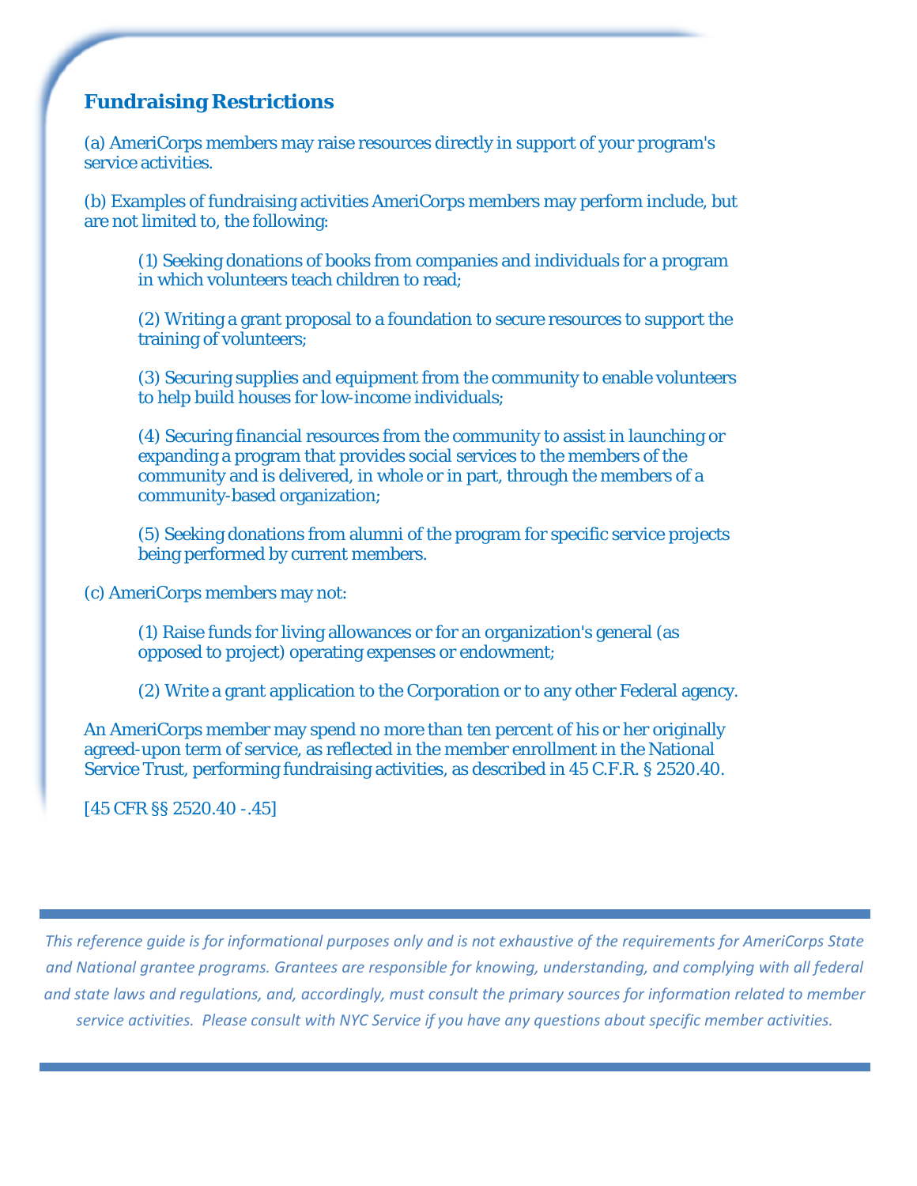## Fundraising Restrictions

(a) AmeriCorps members may raise resources directly in support of your program's service activities.

(b) Examples of fundraising activities AmeriCorps members may perform include, but are not limited to, the following:

> (1) Seeking donations of books from companies and individuals for a program in which volunteers teach children to read;
>
> (2) Writing a grant proposal to a foundation to secure resources to support the training of volunteers;
>
> (3) Securing supplies and equipment from the community to enable volunteers to help build houses for low-income individuals;
>
> (4) Securing financial resources from the community to assist in launching or expanding a program that provides social services to the members of the community and is delivered, in whole or in part, through the members of a community-based organization;
>
> (5) Seeking donations from alumni of the program for specific service projects being performed by current members.

(c) AmeriCorps members may not:

> (1) Raise funds for living allowances or for an organization's general (as opposed to project) operating expenses or endowment;
>
> (2) Write a grant application to the Corporation or to any other Federal agency.

An AmeriCorps member may spend no more than ten percent of his or her originally agreed-upon term of service, as reflected in the member enrollment in the National Service Trust, performing fundraising activities, as described in 45 C.F.R. § 2520.40.

[45 CFR §§ 2520.40 -.45]

---

*This reference guide is for informational purposes only and is not exhaustive of the requirements for AmeriCorps State and National grantee programs. Grantees are responsible for knowing, understanding, and complying with all federal and state laws and regulations, and, accordingly, must consult the primary sources for information related to member service activities. Please consult with NYC Service if you have any questions about specific member activities.*

---